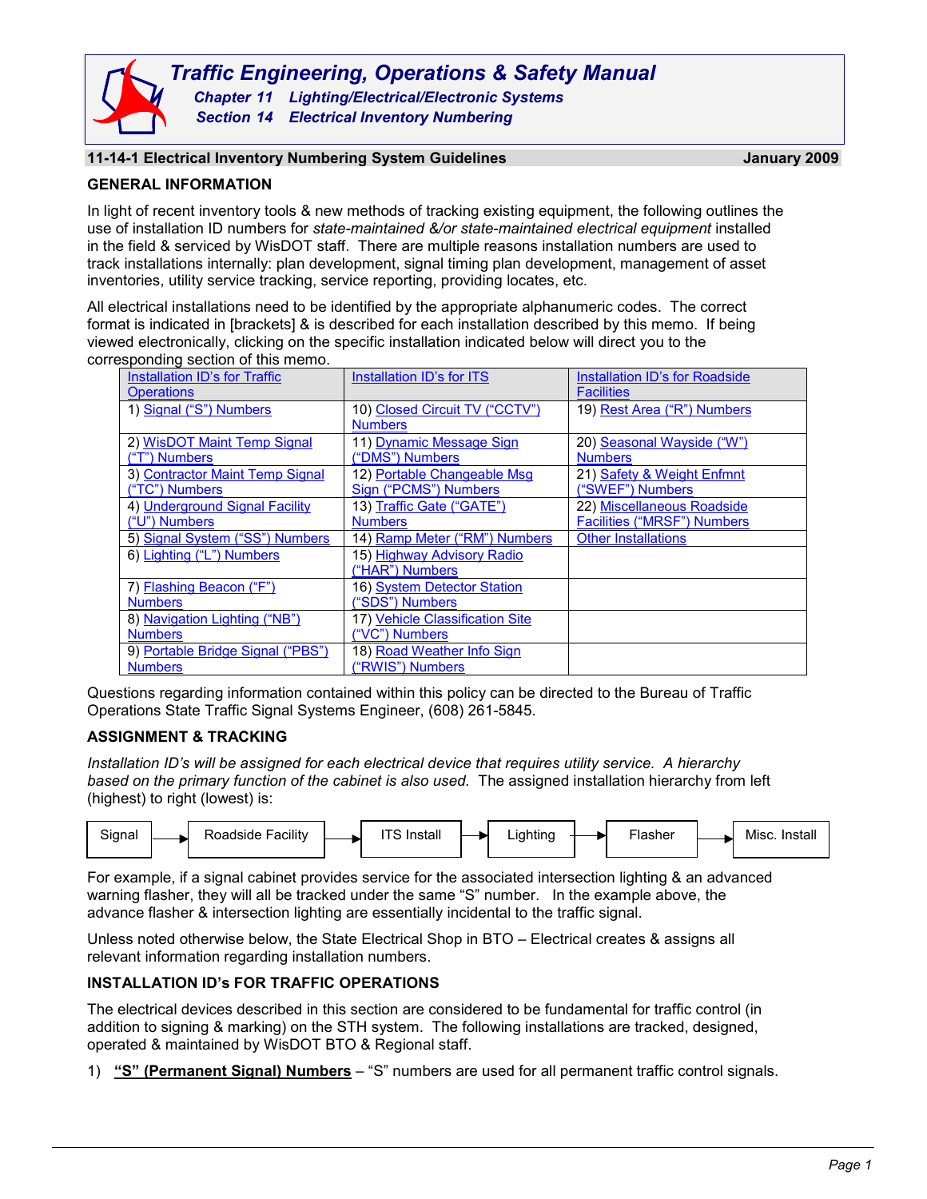# Traffic Engineering, Operations & Safety Manual

## Chapter 11 Lighting/Electrical/Electronic Systems

## Section 14 Electrical Inventory Numbering

### 11-14-1 Electrical Inventory Numbering System Guidelines — January 2009

**GENERAL INFORMATION**

In light of recent inventory tools & new methods of tracking existing equipment, the following outlines the use of installation ID numbers for *state-maintained &/or state-maintained electrical equipment* installed in the field & serviced by WisDOT staff. There are multiple reasons installation numbers are used to track installations internally: plan development, signal timing plan development, management of asset inventories, utility service tracking, service reporting, providing locates, etc.

All electrical installations need to be identified by the appropriate alphanumeric codes. The correct format is indicated in [brackets] & is described for each installation described by this memo. If being viewed electronically, clicking on the specific installation indicated below will direct you to the corresponding section of this memo.

| Installation ID's for Traffic Operations | Installation ID's for ITS | Installation ID's for Roadside Facilities |
|---|---|---|
| 1) Signal ("S") Numbers | 10) Closed Circuit TV ("CCTV") Numbers | 19) Rest Area ("R") Numbers |
| 2) WisDOT Maint Temp Signal ("T") Numbers | 11) Dynamic Message Sign ("DMS") Numbers | 20) Seasonal Wayside ("W") Numbers |
| 3) Contractor Maint Temp Signal ("TC") Numbers | 12) Portable Changeable Msg Sign ("PCMS") Numbers | 21) Safety & Weight Enfmnt ("SWEF") Numbers |
| 4) Underground Signal Facility ("U") Numbers | 13) Traffic Gate ("GATE") Numbers | 22) Miscellaneous Roadside Facilities ("MRSF") Numbers |
| 5) Signal System ("SS") Numbers | 14) Ramp Meter ("RM") Numbers | Other Installations |
| 6) Lighting ("L") Numbers | 15) Highway Advisory Radio ("HAR") Numbers | |
| 7) Flashing Beacon ("F") Numbers | 16) System Detector Station ("SDS") Numbers | |
| 8) Navigation Lighting ("NB") Numbers | 17) Vehicle Classification Site ("VC") Numbers | |
| 9) Portable Bridge Signal ("PBS") Numbers | 18) Road Weather Info Sign ("RWIS") Numbers | |

Questions regarding information contained within this policy can be directed to the Bureau of Traffic Operations State Traffic Signal Systems Engineer, (608) 261-5845.

**ASSIGNMENT & TRACKING**

*Installation ID's will be assigned for each electrical device that requires utility service. A hierarchy based on the primary function of the cabinet is also used.* The assigned installation hierarchy from left (highest) to right (lowest) is:

Signal → Roadside Facility → ITS Install → Lighting → Flasher → Misc. Install

For example, if a signal cabinet provides service for the associated intersection lighting & an advanced warning flasher, they will all be tracked under the same "S" number. In the example above, the advance flasher & intersection lighting are essentially incidental to the traffic signal.

Unless noted otherwise below, the State Electrical Shop in BTO – Electrical creates & assigns all relevant information regarding installation numbers.

**INSTALLATION ID's FOR TRAFFIC OPERATIONS**

The electrical devices described in this section are considered to be fundamental for traffic control (in addition to signing & marking) on the STH system. The following installations are tracked, designed, operated & maintained by WisDOT BTO & Regional staff.

1) **"S" (Permanent Signal) Numbers** – "S" numbers are used for all permanent traffic control signals.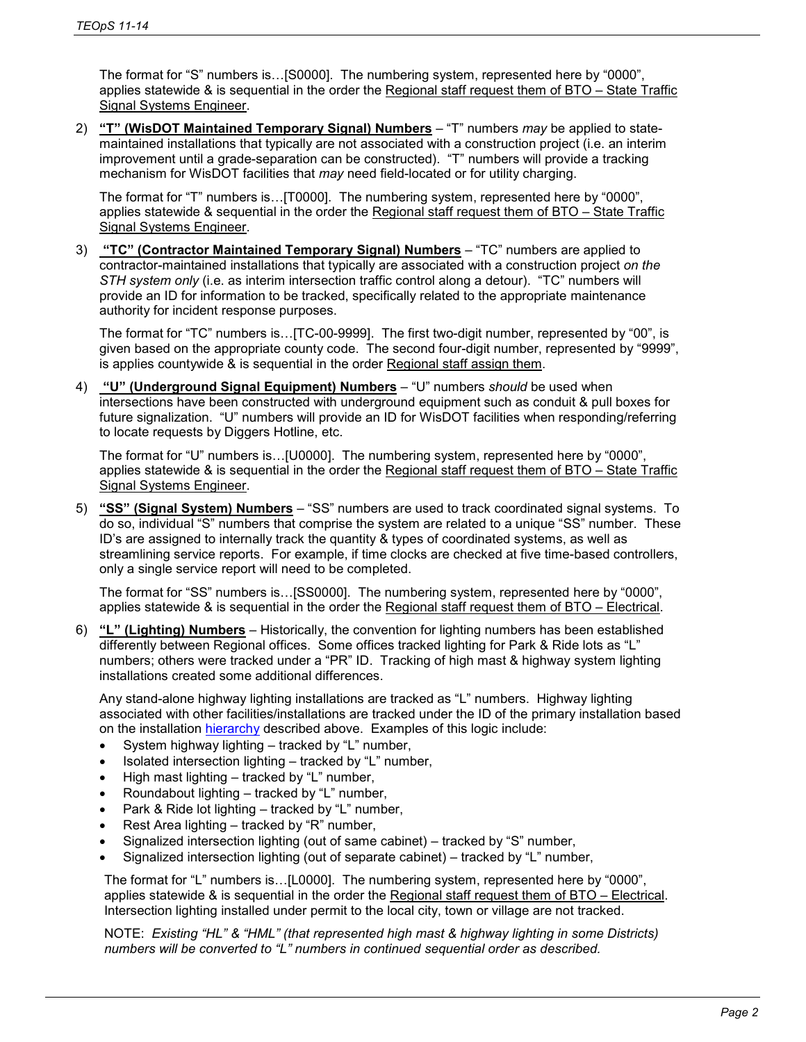The format for "S" numbers is…[S0000]. The numbering system, represented here by "0000", applies statewide & is sequential in the order the Regional staff request them of BTO – State Traffic Signal Systems Engineer.

2) **"T" (WisDOT Maintained Temporary Signal) Numbers** – "T" numbers *may* be applied to state-maintained installations that typically are not associated with a construction project (i.e. an interim improvement until a grade-separation can be constructed). "T" numbers will provide a tracking mechanism for WisDOT facilities that *may* need field-located or for utility charging.

   The format for "T" numbers is…[T0000]. The numbering system, represented here by "0000", applies statewide & sequential in the order the Regional staff request them of BTO – State Traffic Signal Systems Engineer.

3) **"TC" (Contractor Maintained Temporary Signal) Numbers** – "TC" numbers are applied to contractor-maintained installations that typically are associated with a construction project *on the STH system only* (i.e. as interim intersection traffic control along a detour). "TC" numbers will provide an ID for information to be tracked, specifically related to the appropriate maintenance authority for incident response purposes.

   The format for "TC" numbers is…[TC-00-9999]. The first two-digit number, represented by "00", is given based on the appropriate county code. The second four-digit number, represented by "9999", is applies countywide & is sequential in the order Regional staff assign them.

4) **"U" (Underground Signal Equipment) Numbers** – "U" numbers *should* be used when intersections have been constructed with underground equipment such as conduit & pull boxes for future signalization. "U" numbers will provide an ID for WisDOT facilities when responding/referring to locate requests by Diggers Hotline, etc.

   The format for "U" numbers is…[U0000]. The numbering system, represented here by "0000", applies statewide & is sequential in the order the Regional staff request them of BTO – State Traffic Signal Systems Engineer.

5) **"SS" (Signal System) Numbers** – "SS" numbers are used to track coordinated signal systems. To do so, individual "S" numbers that comprise the system are related to a unique "SS" number. These ID's are assigned to internally track the quantity & types of coordinated systems, as well as streamlining service reports. For example, if time clocks are checked at five time-based controllers, only a single service report will need to be completed.

   The format for "SS" numbers is…[SS0000]. The numbering system, represented here by "0000", applies statewide & is sequential in the order the Regional staff request them of BTO – Electrical.

6) **"L" (Lighting) Numbers** – Historically, the convention for lighting numbers has been established differently between Regional offices. Some offices tracked lighting for Park & Ride lots as "L" numbers; others were tracked under a "PR" ID. Tracking of high mast & highway system lighting installations created some additional differences.

   Any stand-alone highway lighting installations are tracked as "L" numbers. Highway lighting associated with other facilities/installations are tracked under the ID of the primary installation based on the installation hierarchy described above. Examples of this logic include:

   - System highway lighting – tracked by "L" number,
   - Isolated intersection lighting – tracked by "L" number,
   - High mast lighting – tracked by "L" number,
   - Roundabout lighting – tracked by "L" number,
   - Park & Ride lot lighting – tracked by "L" number,
   - Rest Area lighting – tracked by "R" number,
   - Signalized intersection lighting (out of same cabinet) – tracked by "S" number,
   - Signalized intersection lighting (out of separate cabinet) – tracked by "L" number,

   The format for "L" numbers is…[L0000]. The numbering system, represented here by "0000", applies statewide & is sequential in the order the Regional staff request them of BTO – Electrical. Intersection lighting installed under permit to the local city, town or village are not tracked.

   NOTE: *Existing "HL" & "HML" (that represented high mast & highway lighting in some Districts) numbers will be converted to "L" numbers in continued sequential order as described.*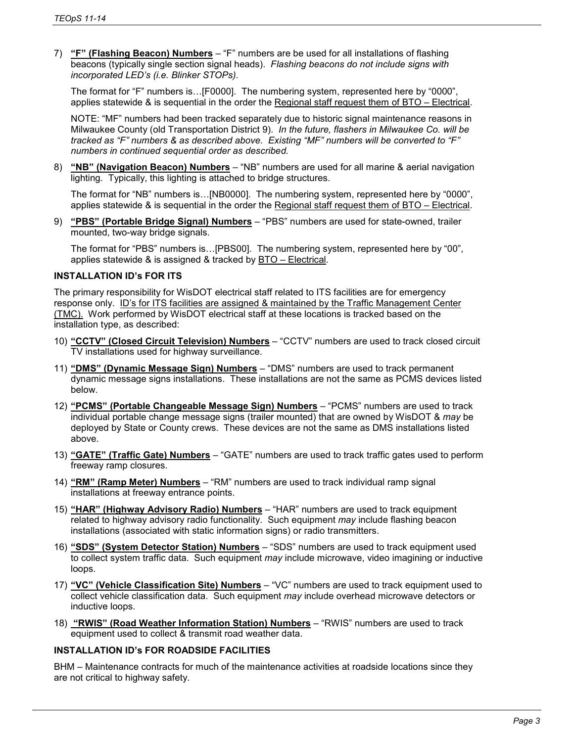7) **"F" (Flashing Beacon) Numbers** – "F" numbers are be used for all installations of flashing beacons (typically single section signal heads). *Flashing beacons do not include signs with incorporated LED's (i.e. Blinker STOPs).*

   The format for "F" numbers is…[F0000]. The numbering system, represented here by "0000", applies statewide & is sequential in the order the Regional staff request them of BTO – Electrical.

   NOTE: "MF" numbers had been tracked separately due to historic signal maintenance reasons in Milwaukee County (old Transportation District 9). *In the future, flashers in Milwaukee Co. will be tracked as "F" numbers & as described above. Existing "MF" numbers will be converted to "F" numbers in continued sequential order as described.*

8) **"NB" (Navigation Beacon) Numbers** – "NB" numbers are used for all marine & aerial navigation lighting. Typically, this lighting is attached to bridge structures.

   The format for "NB" numbers is…[NB0000]. The numbering system, represented here by "0000", applies statewide & is sequential in the order the Regional staff request them of BTO – Electrical.

9) **"PBS" (Portable Bridge Signal) Numbers** – "PBS" numbers are used for state-owned, trailer mounted, two-way bridge signals.

   The format for "PBS" numbers is…[PBS00]. The numbering system, represented here by "00", applies statewide & is assigned & tracked by BTO – Electrical.

**INSTALLATION ID's FOR ITS**

The primary responsibility for WisDOT electrical staff related to ITS facilities are for emergency response only. ID's for ITS facilities are assigned & maintained by the Traffic Management Center (TMC). Work performed by WisDOT electrical staff at these locations is tracked based on the installation type, as described:

10) **"CCTV" (Closed Circuit Television) Numbers** – "CCTV" numbers are used to track closed circuit TV installations used for highway surveillance.

11) **"DMS" (Dynamic Message Sign) Numbers** – "DMS" numbers are used to track permanent dynamic message signs installations. These installations are not the same as PCMS devices listed below.

12) **"PCMS" (Portable Changeable Message Sign) Numbers** – "PCMS" numbers are used to track individual portable change message signs (trailer mounted) that are owned by WisDOT & *may* be deployed by State or County crews. These devices are not the same as DMS installations listed above.

13) **"GATE" (Traffic Gate) Numbers** – "GATE" numbers are used to track traffic gates used to perform freeway ramp closures.

14) **"RM" (Ramp Meter) Numbers** – "RM" numbers are used to track individual ramp signal installations at freeway entrance points.

15) **"HAR" (Highway Advisory Radio) Numbers** – "HAR" numbers are used to track equipment related to highway advisory radio functionality. Such equipment *may* include flashing beacon installations (associated with static information signs) or radio transmitters.

16) **"SDS" (System Detector Station) Numbers** – "SDS" numbers are used to track equipment used to collect system traffic data. Such equipment *may* include microwave, video imagining or inductive loops.

17) **"VC" (Vehicle Classification Site) Numbers** – "VC" numbers are used to track equipment used to collect vehicle classification data. Such equipment *may* include overhead microwave detectors or inductive loops.

18) **"RWIS" (Road Weather Information Station) Numbers** – "RWIS" numbers are used to track equipment used to collect & transmit road weather data.

**INSTALLATION ID's FOR ROADSIDE FACILITIES**

BHM – Maintenance contracts for much of the maintenance activities at roadside locations since they are not critical to highway safety.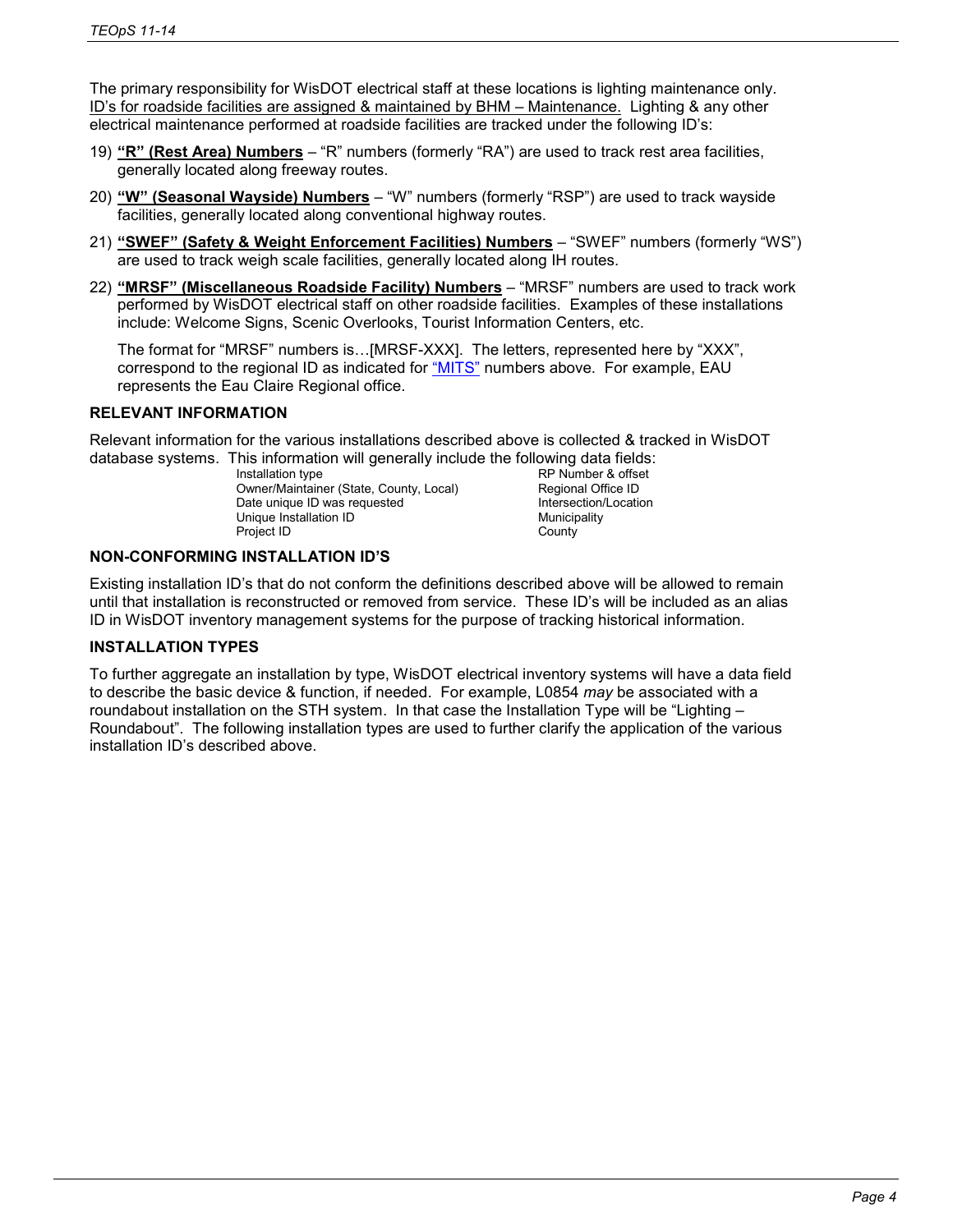The primary responsibility for WisDOT electrical staff at these locations is lighting maintenance only. <u>ID's for roadside facilities are assigned & maintained by BHM – Maintenance.</u> Lighting & any other electrical maintenance performed at roadside facilities are tracked under the following ID's:

19) **"R" (Rest Area) Numbers** – "R" numbers (formerly "RA") are used to track rest area facilities, generally located along freeway routes.
20) **"W" (Seasonal Wayside) Numbers** – "W" numbers (formerly "RSP") are used to track wayside facilities, generally located along conventional highway routes.
21) **"SWEF" (Safety & Weight Enforcement Facilities) Numbers** – "SWEF" numbers (formerly "WS") are used to track weigh scale facilities, generally located along IH routes.
22) **"MRSF" (Miscellaneous Roadside Facility) Numbers** – "MRSF" numbers are used to track work performed by WisDOT electrical staff on other roadside facilities. Examples of these installations include: Welcome Signs, Scenic Overlooks, Tourist Information Centers, etc.

    The format for "MRSF" numbers is…[MRSF-XXX]. The letters, represented here by "XXX", correspond to the regional ID as indicated for "MITS" numbers above. For example, EAU represents the Eau Claire Regional office.

### RELEVANT INFORMATION

Relevant information for the various installations described above is collected & tracked in WisDOT database systems. This information will generally include the following data fields:

| | |
|---|---|
| Installation type | RP Number & offset |
| Owner/Maintainer (State, County, Local) | Regional Office ID |
| Date unique ID was requested | Intersection/Location |
| Unique Installation ID | Municipality |
| Project ID | County |

### NON-CONFORMING INSTALLATION ID'S

Existing installation ID's that do not conform the definitions described above will be allowed to remain until that installation is reconstructed or removed from service. These ID's will be included as an alias ID in WisDOT inventory management systems for the purpose of tracking historical information.

### INSTALLATION TYPES

To further aggregate an installation by type, WisDOT electrical inventory systems will have a data field to describe the basic device & function, if needed. For example, L0854 *may* be associated with a roundabout installation on the STH system. In that case the Installation Type will be "Lighting – Roundabout". The following installation types are used to further clarify the application of the various installation ID's described above.